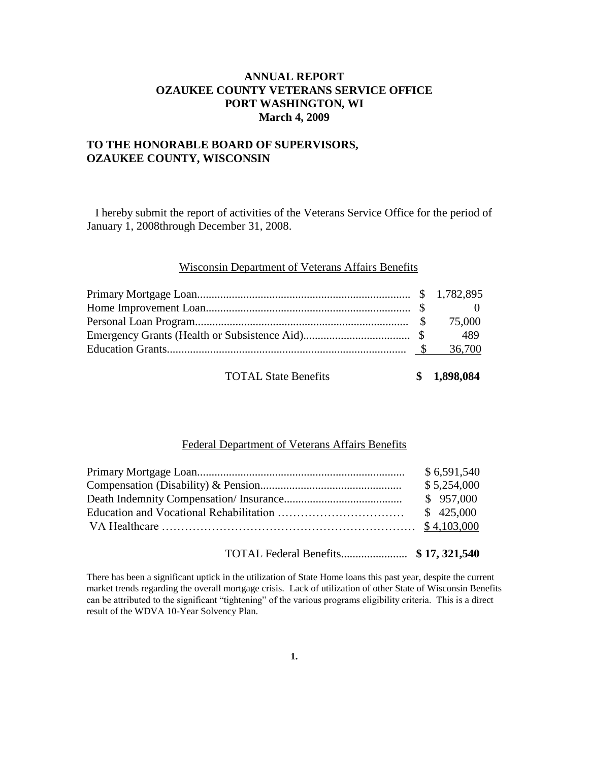**ANNUAL REPORT**
**OZAUKEE COUNTY VETERANS SERVICE OFFICE**
**PORT WASHINGTON, WI**
**March 4, 2009**

**TO THE HONORABLE BOARD OF SUPERVISORS,**
**OZAUKEE COUNTY, WISCONSIN**

I hereby submit the report of activities of the Veterans Service Office for the period of January 1, 2008through December 31, 2008.

## Wisconsin Department of Veterans Affairs Benefits

| Benefit | Amount |
|---|---|
| Primary Mortgage Loan | $ 1,782,895 |
| Home Improvement Loan | $ 0 |
| Personal Loan Program | $ 75,000 |
| Emergency Grants (Health or Subsistence Aid) | $ 489 |
| Education Grants | $ 36,700 |
| **TOTAL State Benefits** | **$ 1,898,084** |

## Federal Department of Veterans Affairs Benefits

| Benefit | Amount |
|---|---|
| Primary Mortgage Loan | $ 6,591,540 |
| Compensation (Disability) & Pension | $ 5,254,000 |
| Death Indemnity Compensation/ Insurance | $ 957,000 |
| Education and Vocational Rehabilitation | $ 425,000 |
| VA Healthcare | $ 4,103,000 |
| **TOTAL Federal Benefits** | **$ 17, 321,540** |

There has been a significant uptick in the utilization of State Home loans this past year, despite the current market trends regarding the overall mortgage crisis. Lack of utilization of other State of Wisconsin Benefits can be attributed to the significant "tightening" of the various programs eligibility criteria. This is a direct result of the WDVA 10-Year Solvency Plan.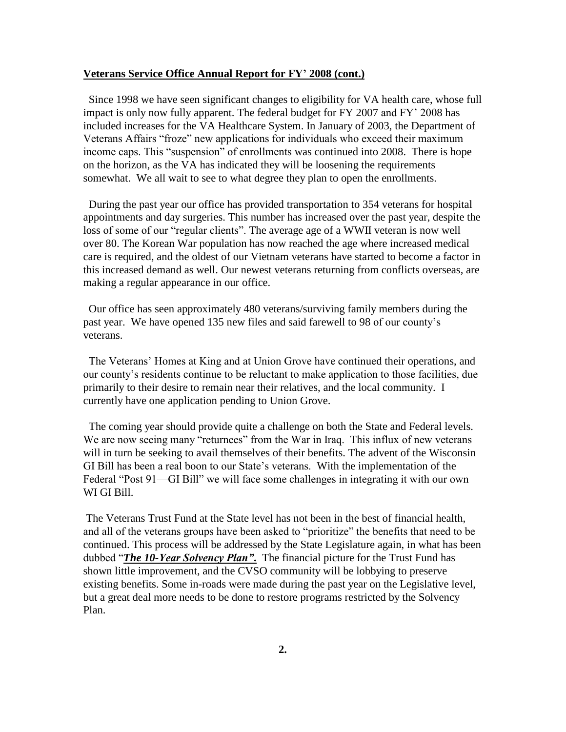**Veterans Service Office Annual Report for FY' 2008 (cont.)**

Since 1998 we have seen significant changes to eligibility for VA health care, whose full impact is only now fully apparent. The federal budget for FY 2007 and FY' 2008 has included increases for the VA Healthcare System. In January of 2003, the Department of Veterans Affairs "froze" new applications for individuals who exceed their maximum income caps. This "suspension" of enrollments was continued into 2008. There is hope on the horizon, as the VA has indicated they will be loosening the requirements somewhat. We all wait to see to what degree they plan to open the enrollments.

During the past year our office has provided transportation to 354 veterans for hospital appointments and day surgeries. This number has increased over the past year, despite the loss of some of our "regular clients". The average age of a WWII veteran is now well over 80. The Korean War population has now reached the age where increased medical care is required, and the oldest of our Vietnam veterans have started to become a factor in this increased demand as well. Our newest veterans returning from conflicts overseas, are making a regular appearance in our office.

Our office has seen approximately 480 veterans/surviving family members during the past year. We have opened 135 new files and said farewell to 98 of our county's veterans.

The Veterans' Homes at King and at Union Grove have continued their operations, and our county's residents continue to be reluctant to make application to those facilities, due primarily to their desire to remain near their relatives, and the local community. I currently have one application pending to Union Grove.

The coming year should provide quite a challenge on both the State and Federal levels. We are now seeing many "returnees" from the War in Iraq. This influx of new veterans will in turn be seeking to avail themselves of their benefits. The advent of the Wisconsin GI Bill has been a real boon to our State's veterans. With the implementation of the Federal "Post 91—GI Bill" we will face some challenges in integrating it with our own WI GI Bill.

The Veterans Trust Fund at the State level has not been in the best of financial health, and all of the veterans groups have been asked to "prioritize" the benefits that need to be continued. This process will be addressed by the State Legislature again, in what has been dubbed "***The 10-Year Solvency Plan".*** The financial picture for the Trust Fund has shown little improvement, and the CVSO community will be lobbying to preserve existing benefits. Some in-roads were made during the past year on the Legislative level, but a great deal more needs to be done to restore programs restricted by the Solvency Plan.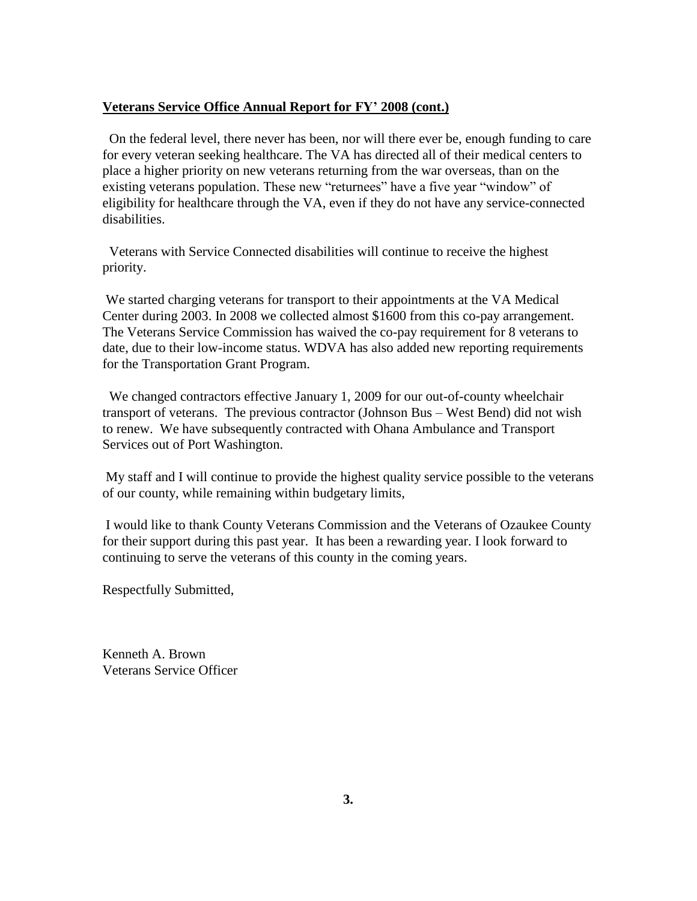**Veterans Service Office Annual Report for FY' 2008 (cont.)**

On the federal level, there never has been, nor will there ever be, enough funding to care for every veteran seeking healthcare. The VA has directed all of their medical centers to place a higher priority on new veterans returning from the war overseas, than on the existing veterans population. These new "returnees" have a five year "window" of eligibility for healthcare through the VA, even if they do not have any service-connected disabilities.

Veterans with Service Connected disabilities will continue to receive the highest priority.

We started charging veterans for transport to their appointments at the VA Medical Center during 2003. In 2008 we collected almost $1600 from this co-pay arrangement. The Veterans Service Commission has waived the co-pay requirement for 8 veterans to date, due to their low-income status. WDVA has also added new reporting requirements for the Transportation Grant Program.

We changed contractors effective January 1, 2009 for our out-of-county wheelchair transport of veterans. The previous contractor (Johnson Bus – West Bend) did not wish to renew. We have subsequently contracted with Ohana Ambulance and Transport Services out of Port Washington.

My staff and I will continue to provide the highest quality service possible to the veterans of our county, while remaining within budgetary limits,

I would like to thank County Veterans Commission and the Veterans of Ozaukee County for their support during this past year. It has been a rewarding year. I look forward to continuing to serve the veterans of this county in the coming years.

Respectfully Submitted,

Kenneth A. Brown
Veterans Service Officer